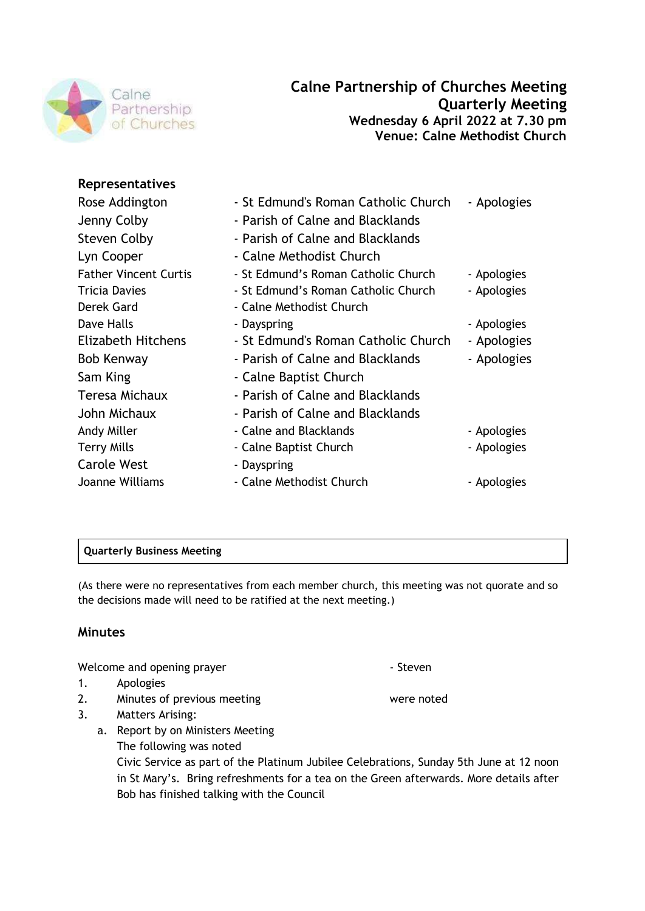# Calne Partnership of Churches Meeting
## Quarterly Meeting
**Wednesday 6 April 2022 at 7.30 pm**
**Venue: Calne Methodist Church**

### Representatives

| | | |
|---|---|---|
| Rose Addington | - St Edmund's Roman Catholic Church | - Apologies |
| Jenny Colby | - Parish of Calne and Blacklands | |
| Steven Colby | - Parish of Calne and Blacklands | |
| Lyn Cooper | - Calne Methodist Church | |
| Father Vincent Curtis | - St Edmund's Roman Catholic Church | - Apologies |
| Tricia Davies | - St Edmund's Roman Catholic Church | - Apologies |
| Derek Gard | - Calne Methodist Church | |
| Dave Halls | - Dayspring | - Apologies |
| Elizabeth Hitchens | - St Edmund's Roman Catholic Church | - Apologies |
| Bob Kenway | - Parish of Calne and Blacklands | - Apologies |
| Sam King | - Calne Baptist Church | |
| Teresa Michaux | - Parish of Calne and Blacklands | |
| John Michaux | - Parish of Calne and Blacklands | |
| Andy Miller | - Calne and Blacklands | - Apologies |
| Terry Mills | - Calne Baptist Church | - Apologies |
| Carole West | - Dayspring | |
| Joanne Williams | - Calne Methodist Church | - Apologies |

**Quarterly Business Meeting**

(As there were no representatives from each member church, this meeting was not quorate and so the decisions made will need to be ratified at the next meeting.)

### Minutes

Welcome and opening prayer - Steven

1. Apologies
2. Minutes of previous meeting were noted
3. Matters Arising:
   a. Report by on Ministers Meeting
      The following was noted
      Civic Service as part of the Platinum Jubilee Celebrations, Sunday 5th June at 12 noon in St Mary's. Bring refreshments for a tea on the Green afterwards. More details after Bob has finished talking with the Council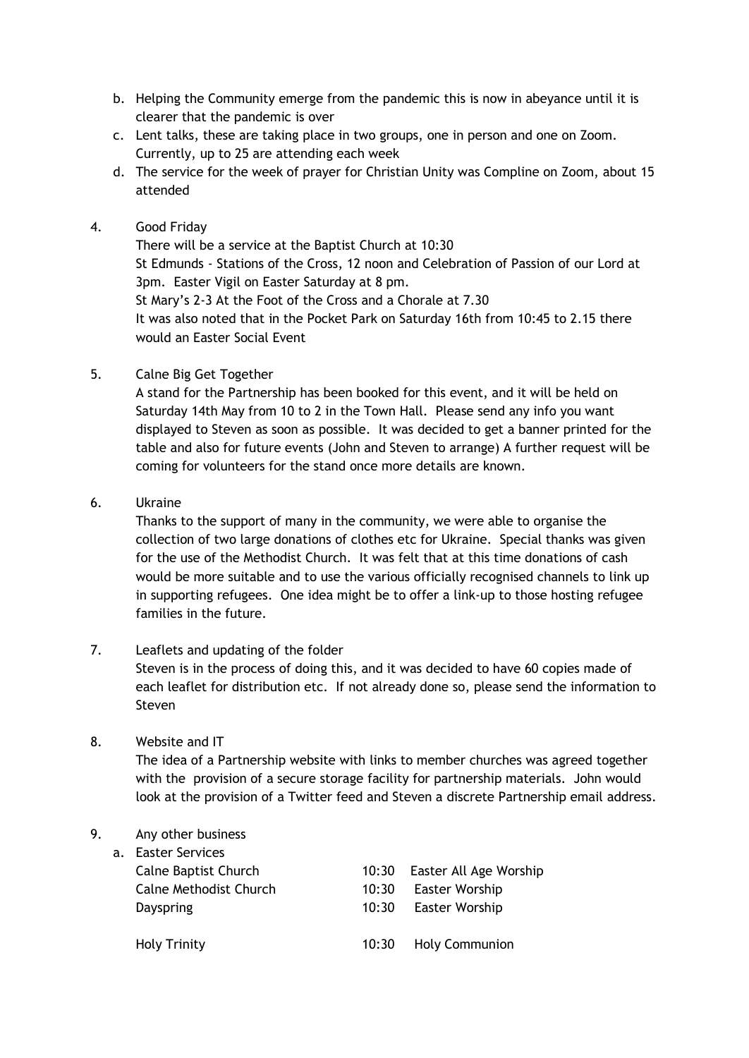b. Helping the Community emerge from the pandemic this is now in abeyance until it is clearer that the pandemic is over
c. Lent talks, these are taking place in two groups, one in person and one on Zoom. Currently, up to 25 are attending each week
d. The service for the week of prayer for Christian Unity was Compline on Zoom, about 15 attended

4. Good Friday

   There will be a service at the Baptist Church at 10:30
   St Edmunds - Stations of the Cross, 12 noon and Celebration of Passion of our Lord at 3pm. Easter Vigil on Easter Saturday at 8 pm.
   St Mary's 2-3 At the Foot of the Cross and a Chorale at 7.30
   It was also noted that in the Pocket Park on Saturday 16th from 10:45 to 2.15 there would an Easter Social Event

5. Calne Big Get Together

   A stand for the Partnership has been booked for this event, and it will be held on Saturday 14th May from 10 to 2 in the Town Hall. Please send any info you want displayed to Steven as soon as possible. It was decided to get a banner printed for the table and also for future events (John and Steven to arrange) A further request will be coming for volunteers for the stand once more details are known.

6. Ukraine

   Thanks to the support of many in the community, we were able to organise the collection of two large donations of clothes etc for Ukraine. Special thanks was given for the use of the Methodist Church. It was felt that at this time donations of cash would be more suitable and to use the various officially recognised channels to link up in supporting refugees. One idea might be to offer a link-up to those hosting refugee families in the future.

7. Leaflets and updating of the folder

   Steven is in the process of doing this, and it was decided to have 60 copies made of each leaflet for distribution etc. If not already done so, please send the information to Steven

8. Website and IT

   The idea of a Partnership website with links to member churches was agreed together with the provision of a secure storage facility for partnership materials. John would look at the provision of a Twitter feed and Steven a discrete Partnership email address.

9. Any other business

   a. Easter Services

| | | |
|---|---|---|
| Calne Baptist Church | 10:30 | Easter All Age Worship |
| Calne Methodist Church | 10:30 | Easter Worship |
| Dayspring | 10:30 | Easter Worship |
| Holy Trinity | 10:30 | Holy Communion |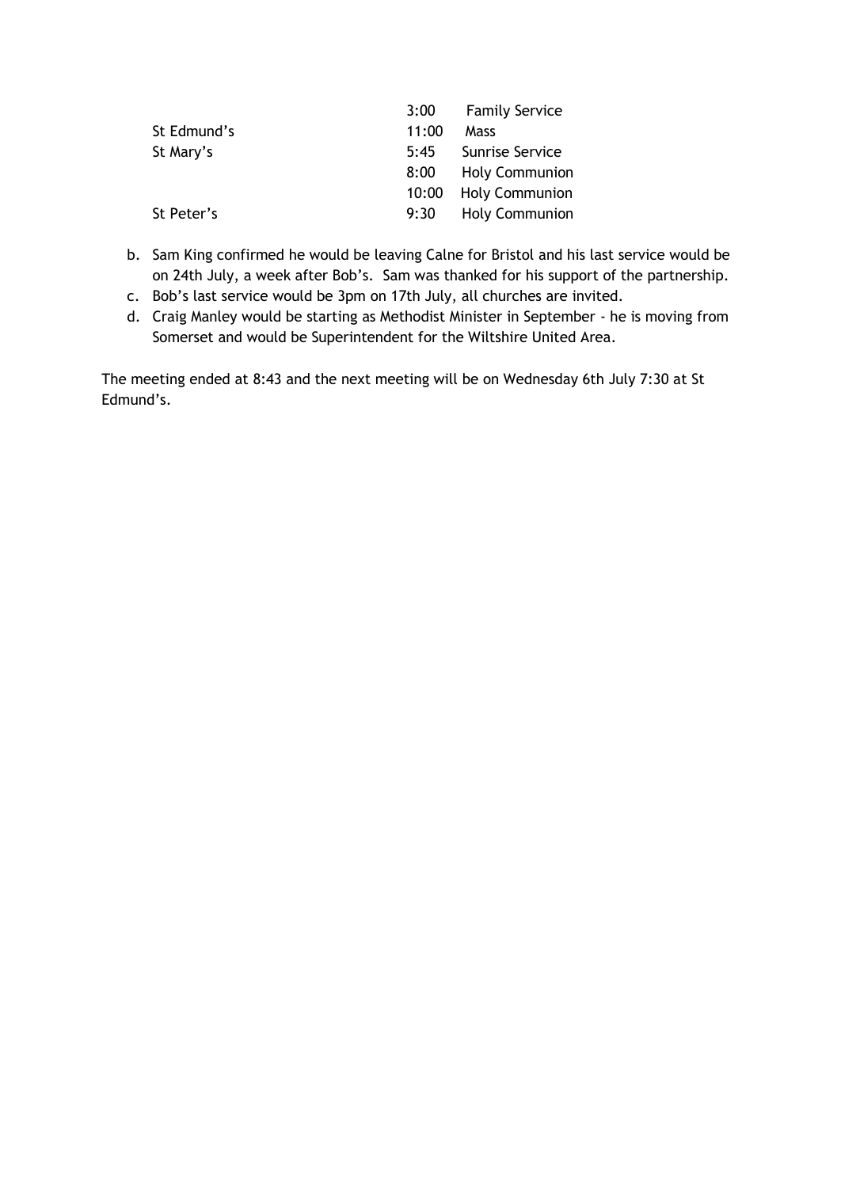| | | |
|---|---|---|
| | 3:00 | Family Service |
| St Edmund's | 11:00 | Mass |
| St Mary's | 5:45 | Sunrise Service |
| | 8:00 | Holy Communion |
| | 10:00 | Holy Communion |
| St Peter's | 9:30 | Holy Communion |

b. Sam King confirmed he would be leaving Calne for Bristol and his last service would be on 24th July, a week after Bob's. Sam was thanked for his support of the partnership.
c. Bob's last service would be 3pm on 17th July, all churches are invited.
d. Craig Manley would be starting as Methodist Minister in September - he is moving from Somerset and would be Superintendent for the Wiltshire United Area.

The meeting ended at 8:43 and the next meeting will be on Wednesday 6th July 7:30 at St Edmund's.